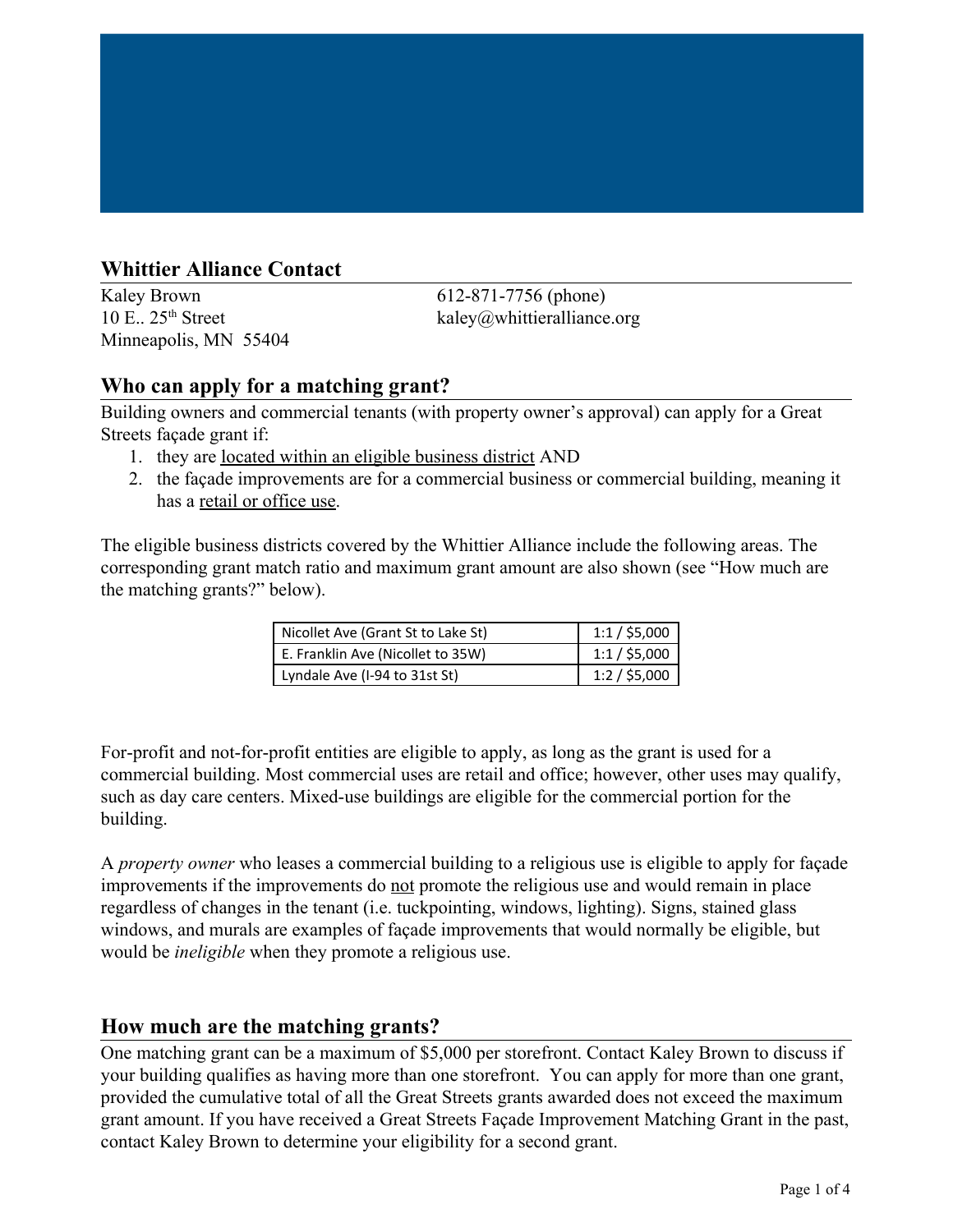## Whittier Alliance Contact

Kaley Brown
10 E.. 25th Street
Minneapolis, MN 55404

612-871-7756 (phone)
kaley@whittieralliance.org

## Who can apply for a matching grant?

Building owners and commercial tenants (with property owner's approval) can apply for a Great Streets façade grant if:

1. they are located within an eligible business district AND
2. the façade improvements are for a commercial business or commercial building, meaning it has a retail or office use.

The eligible business districts covered by the Whittier Alliance include the following areas. The corresponding grant match ratio and maximum grant amount are also shown (see "How much are the matching grants?" below).

| District | Match / Maximum |
|---|---|
| Nicollet Ave (Grant St to Lake St) | 1:1 / $5,000 |
| E. Franklin Ave (Nicollet to 35W) | 1:1 / $5,000 |
| Lyndale Ave (I-94 to 31st St) | 1:2 / $5,000 |

For-profit and not-for-profit entities are eligible to apply, as long as the grant is used for a commercial building. Most commercial uses are retail and office; however, other uses may qualify, such as day care centers. Mixed-use buildings are eligible for the commercial portion for the building.

A *property owner* who leases a commercial building to a religious use is eligible to apply for façade improvements if the improvements do not promote the religious use and would remain in place regardless of changes in the tenant (i.e. tuckpointing, windows, lighting). Signs, stained glass windows, and murals are examples of façade improvements that would normally be eligible, but would be *ineligible* when they promote a religious use.

## How much are the matching grants?

One matching grant can be a maximum of $5,000 per storefront. Contact Kaley Brown to discuss if your building qualifies as having more than one storefront. You can apply for more than one grant, provided the cumulative total of all the Great Streets grants awarded does not exceed the maximum grant amount. If you have received a Great Streets Façade Improvement Matching Grant in the past, contact Kaley Brown to determine your eligibility for a second grant.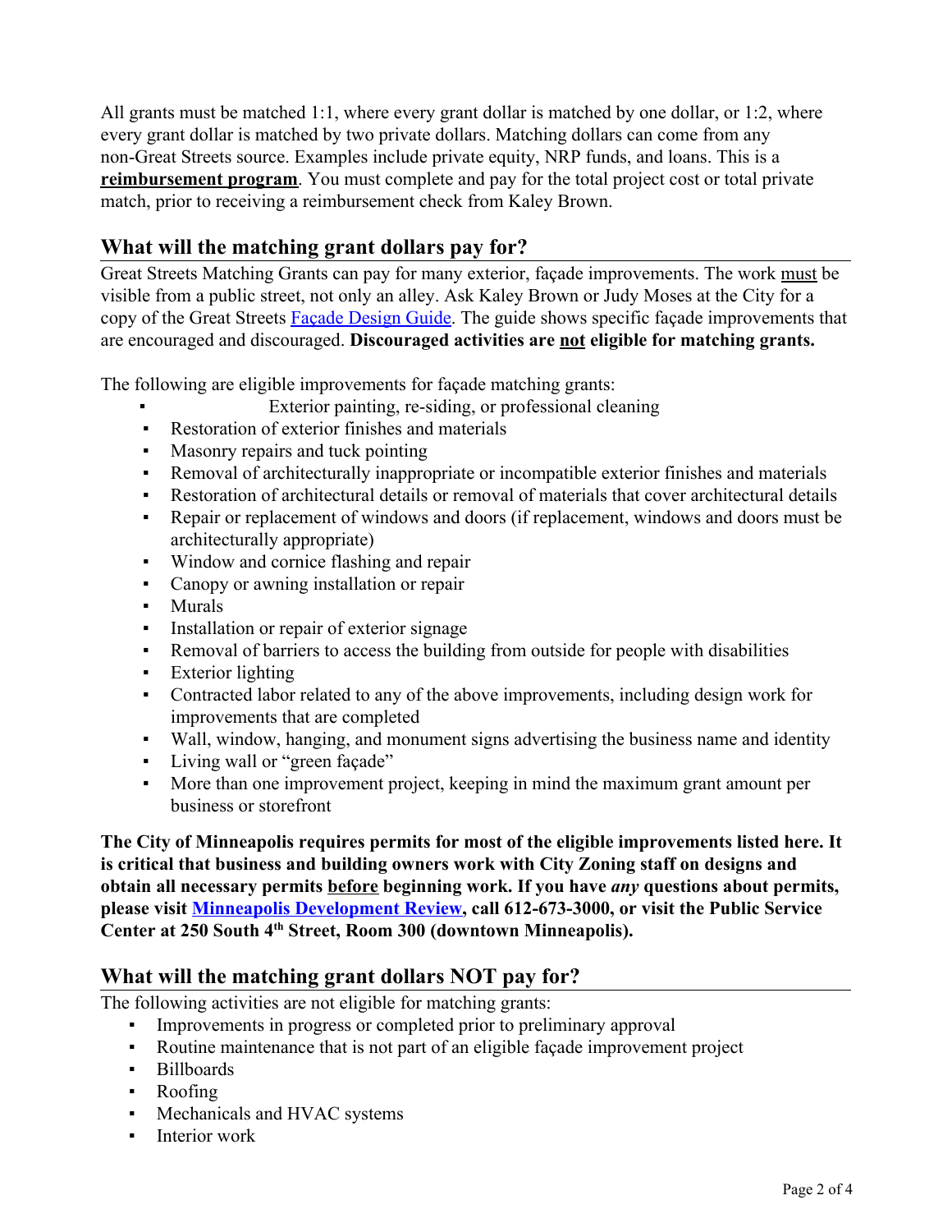All grants must be matched 1:1, where every grant dollar is matched by one dollar, or 1:2, where every grant dollar is matched by two private dollars. Matching dollars can come from any non-Great Streets source. Examples include private equity, NRP funds, and loans. This is a **reimbursement program**. You must complete and pay for the total project cost or total private match, prior to receiving a reimbursement check from Kaley Brown.

## What will the matching grant dollars pay for?

Great Streets Matching Grants can pay for many exterior, façade improvements. The work must be visible from a public street, not only an alley. Ask Kaley Brown or Judy Moses at the City for a copy of the Great Streets Façade Design Guide. The guide shows specific façade improvements that are encouraged and discouraged. **Discouraged activities are not eligible for matching grants.**

The following are eligible improvements for façade matching grants:

- Exterior painting, re-siding, or professional cleaning
- Restoration of exterior finishes and materials
- Masonry repairs and tuck pointing
- Removal of architecturally inappropriate or incompatible exterior finishes and materials
- Restoration of architectural details or removal of materials that cover architectural details
- Repair or replacement of windows and doors (if replacement, windows and doors must be architecturally appropriate)
- Window and cornice flashing and repair
- Canopy or awning installation or repair
- Murals
- Installation or repair of exterior signage
- Removal of barriers to access the building from outside for people with disabilities
- Exterior lighting
- Contracted labor related to any of the above improvements, including design work for improvements that are completed
- Wall, window, hanging, and monument signs advertising the business name and identity
- Living wall or "green façade"
- More than one improvement project, keeping in mind the maximum grant amount per business or storefront

**The City of Minneapolis requires permits for most of the eligible improvements listed here. It is critical that business and building owners work with City Zoning staff on designs and obtain all necessary permits before beginning work. If you have *any* questions about permits, please visit Minneapolis Development Review, call 612-673-3000, or visit the Public Service Center at 250 South 4th Street, Room 300 (downtown Minneapolis).**

## What will the matching grant dollars NOT pay for?

The following activities are not eligible for matching grants:

- Improvements in progress or completed prior to preliminary approval
- Routine maintenance that is not part of an eligible façade improvement project
- Billboards
- Roofing
- Mechanicals and HVAC systems
- Interior work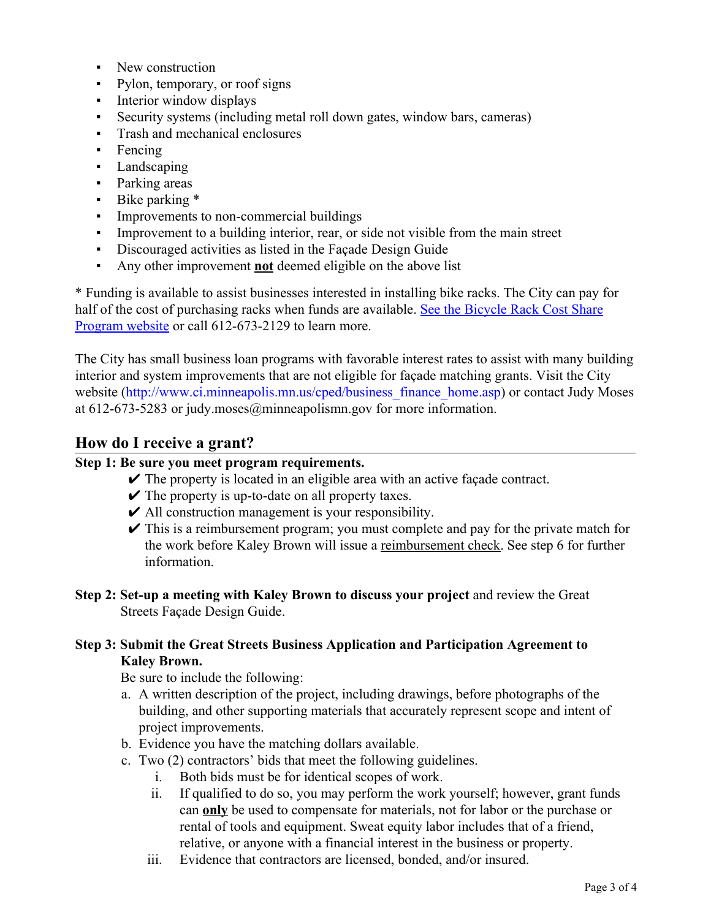- New construction
- Pylon, temporary, or roof signs
- Interior window displays
- Security systems (including metal roll down gates, window bars, cameras)
- Trash and mechanical enclosures
- Fencing
- Landscaping
- Parking areas
- Bike parking *
- Improvements to non-commercial buildings
- Improvement to a building interior, rear, or side not visible from the main street
- Discouraged activities as listed in the Façade Design Guide
- Any other improvement **not** deemed eligible on the above list

* Funding is available to assist businesses interested in installing bike racks. The City can pay for half of the cost of purchasing racks when funds are available. [See the Bicycle Rack Cost Share Program website]() or call 612-673-2129 to learn more.

The City has small business loan programs with favorable interest rates to assist with many building interior and system improvements that are not eligible for façade matching grants. Visit the City website (http://www.ci.minneapolis.mn.us/cped/business_finance_home.asp) or contact Judy Moses at 612-673-5283 or judy.moses@minneapolismn.gov for more information.

## How do I receive a grant?

**Step 1: Be sure you meet program requirements.**

- ✔ The property is located in an eligible area with an active façade contract.
- ✔ The property is up-to-date on all property taxes.
- ✔ All construction management is your responsibility.
- ✔ This is a reimbursement program; you must complete and pay for the private match for the work before Kaley Brown will issue a reimbursement check. See step 6 for further information.

**Step 2: Set-up a meeting with Kaley Brown to discuss your project** and review the Great Streets Façade Design Guide.

**Step 3: Submit the Great Streets Business Application and Participation Agreement to Kaley Brown.**

Be sure to include the following:

a. A written description of the project, including drawings, before photographs of the building, and other supporting materials that accurately represent scope and intent of project improvements.
b. Evidence you have the matching dollars available.
c. Two (2) contractors' bids that meet the following guidelines.
   i. Both bids must be for identical scopes of work.
   ii. If qualified to do so, you may perform the work yourself; however, grant funds can **only** be used to compensate for materials, not for labor or the purchase or rental of tools and equipment. Sweat equity labor includes that of a friend, relative, or anyone with a financial interest in the business or property.
   iii. Evidence that contractors are licensed, bonded, and/or insured.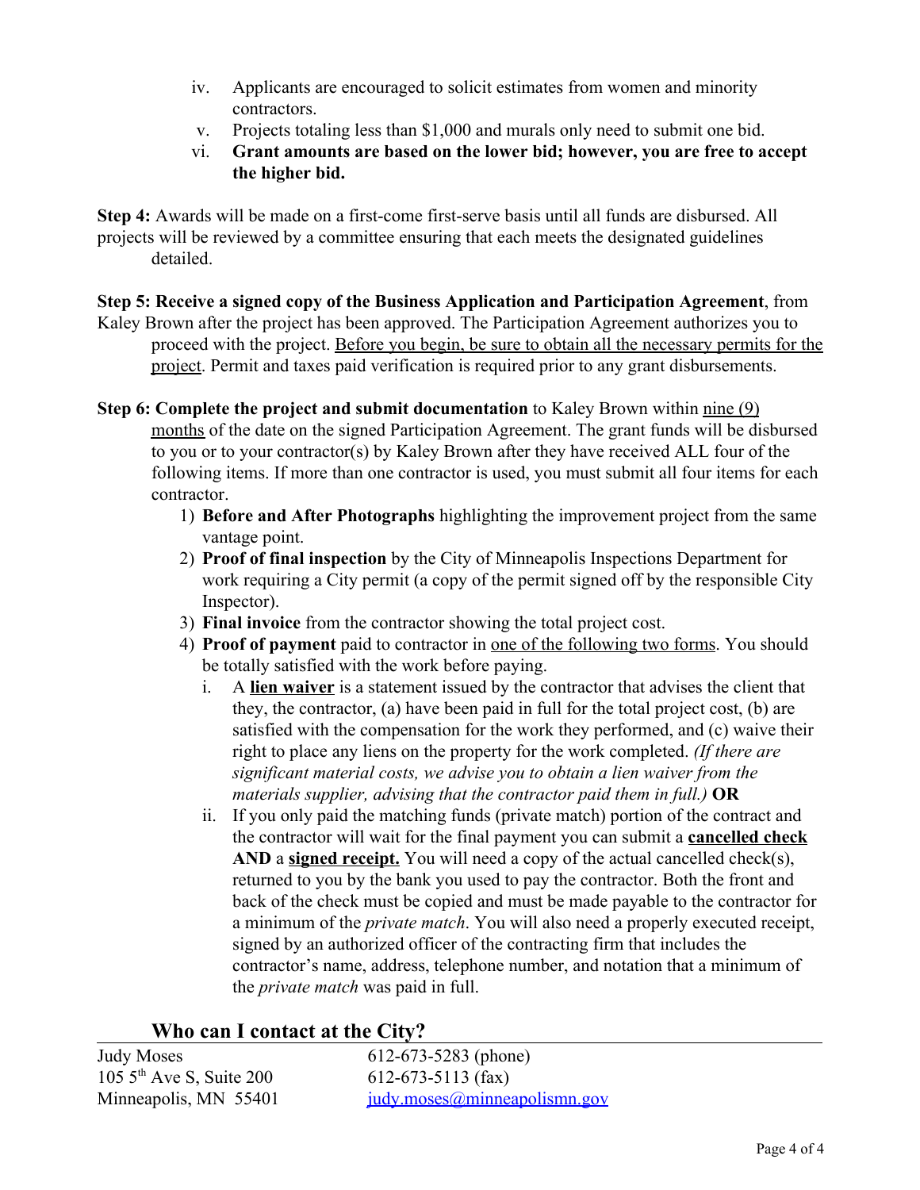iv. Applicants are encouraged to solicit estimates from women and minority contractors.
v. Projects totaling less than $1,000 and murals only need to submit one bid.
vi. **Grant amounts are based on the lower bid; however, you are free to accept the higher bid.**

**Step 4:** Awards will be made on a first-come first-serve basis until all funds are disbursed. All projects will be reviewed by a committee ensuring that each meets the designated guidelines detailed.

**Step 5: Receive a signed copy of the Business Application and Participation Agreement**, from Kaley Brown after the project has been approved. The Participation Agreement authorizes you to proceed with the project. Before you begin, be sure to obtain all the necessary permits for the project. Permit and taxes paid verification is required prior to any grant disbursements.

**Step 6: Complete the project and submit documentation** to Kaley Brown within nine (9) months of the date on the signed Participation Agreement. The grant funds will be disbursed to you or to your contractor(s) by Kaley Brown after they have received ALL four of the following items. If more than one contractor is used, you must submit all four items for each contractor.

1) **Before and After Photographs** highlighting the improvement project from the same vantage point.
2) **Proof of final inspection** by the City of Minneapolis Inspections Department for work requiring a City permit (a copy of the permit signed off by the responsible City Inspector).
3) **Final invoice** from the contractor showing the total project cost.
4) **Proof of payment** paid to contractor in one of the following two forms. You should be totally satisfied with the work before paying.
   i. A **lien waiver** is a statement issued by the contractor that advises the client that they, the contractor, (a) have been paid in full for the total project cost, (b) are satisfied with the compensation for the work they performed, and (c) waive their right to place any liens on the property for the work completed. *(If there are significant material costs, we advise you to obtain a lien waiver from the materials supplier, advising that the contractor paid them in full.)* **OR**
   ii. If you only paid the matching funds (private match) portion of the contract and the contractor will wait for the final payment you can submit a **cancelled check** **AND** a **signed receipt.** You will need a copy of the actual cancelled check(s), returned to you by the bank you used to pay the contractor. Both the front and back of the check must be copied and must be made payable to the contractor for a minimum of the *private match*. You will also need a properly executed receipt, signed by an authorized officer of the contracting firm that includes the contractor's name, address, telephone number, and notation that a minimum of the *private match* was paid in full.

## Who can I contact at the City?

| | |
|---|---|
| Judy Moses | 612-673-5283 (phone) |
| 105 5th Ave S, Suite 200 | 612-673-5113 (fax) |
| Minneapolis, MN 55401 | judy.moses@minneapolismn.gov |